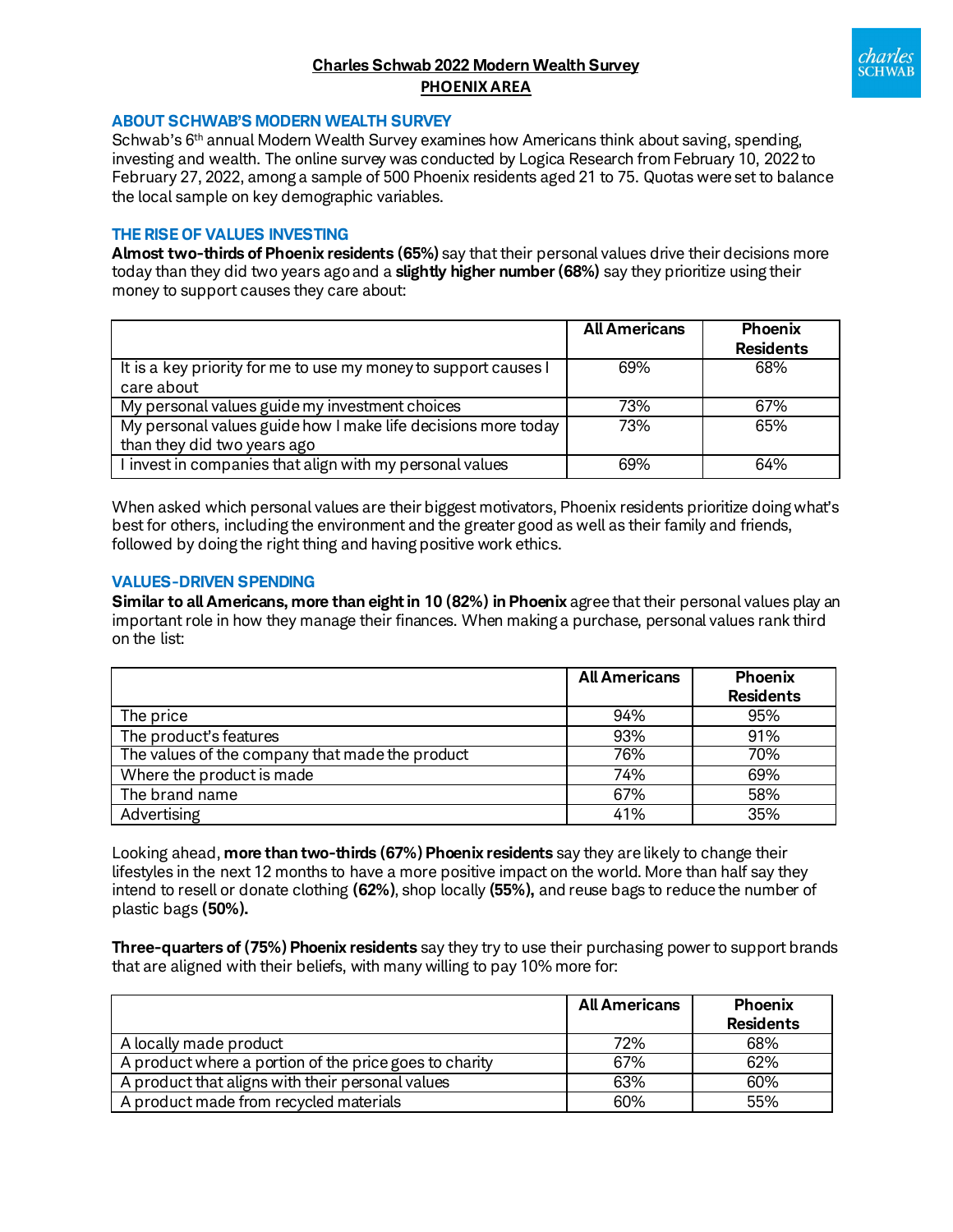**Charles Schwab 2022 Modern Wealth Survey**
**PHOENIX AREA**

## ABOUT SCHWAB'S MODERN WEALTH SURVEY

Schwab's 6th annual Modern Wealth Survey examines how Americans think about saving, spending, investing and wealth. The online survey was conducted by Logica Research from February 10, 2022 to February 27, 2022, among a sample of 500 Phoenix residents aged 21 to 75. Quotas were set to balance the local sample on key demographic variables.

## THE RISE OF VALUES INVESTING

**Almost two-thirds of Phoenix residents (65%)** say that their personal values drive their decisions more today than they did two years ago and a **slightly higher number (68%)** say they prioritize using their money to support causes they care about:

| | All Americans | Phoenix Residents |
|---|---|---|
| It is a key priority for me to use my money to support causes I care about | 69% | 68% |
| My personal values guide my investment choices | 73% | 67% |
| My personal values guide how I make life decisions more today than they did two years ago | 73% | 65% |
| I invest in companies that align with my personal values | 69% | 64% |

When asked which personal values are their biggest motivators, Phoenix residents prioritize doing what's best for others, including the environment and the greater good as well as their family and friends, followed by doing the right thing and having positive work ethics.

## VALUES-DRIVEN SPENDING

**Similar to all Americans, more than eight in 10 (82%) in Phoenix** agree that their personal values play an important role in how they manage their finances. When making a purchase, personal values rank third on the list:

| | All Americans | Phoenix Residents |
|---|---|---|
| The price | 94% | 95% |
| The product's features | 93% | 91% |
| The values of the company that made the product | 76% | 70% |
| Where the product is made | 74% | 69% |
| The brand name | 67% | 58% |
| Advertising | 41% | 35% |

Looking ahead, **more than two-thirds (67%) Phoenix residents** say they are likely to change their lifestyles in the next 12 months to have a more positive impact on the world. More than half say they intend to resell or donate clothing **(62%)**, shop locally **(55%),** and reuse bags to reduce the number of plastic bags **(50%).**

**Three-quarters of (75%) Phoenix residents** say they try to use their purchasing power to support brands that are aligned with their beliefs, with many willing to pay 10% more for:

| | All Americans | Phoenix Residents |
|---|---|---|
| A locally made product | 72% | 68% |
| A product where a portion of the price goes to charity | 67% | 62% |
| A product that aligns with their personal values | 63% | 60% |
| A product made from recycled materials | 60% | 55% |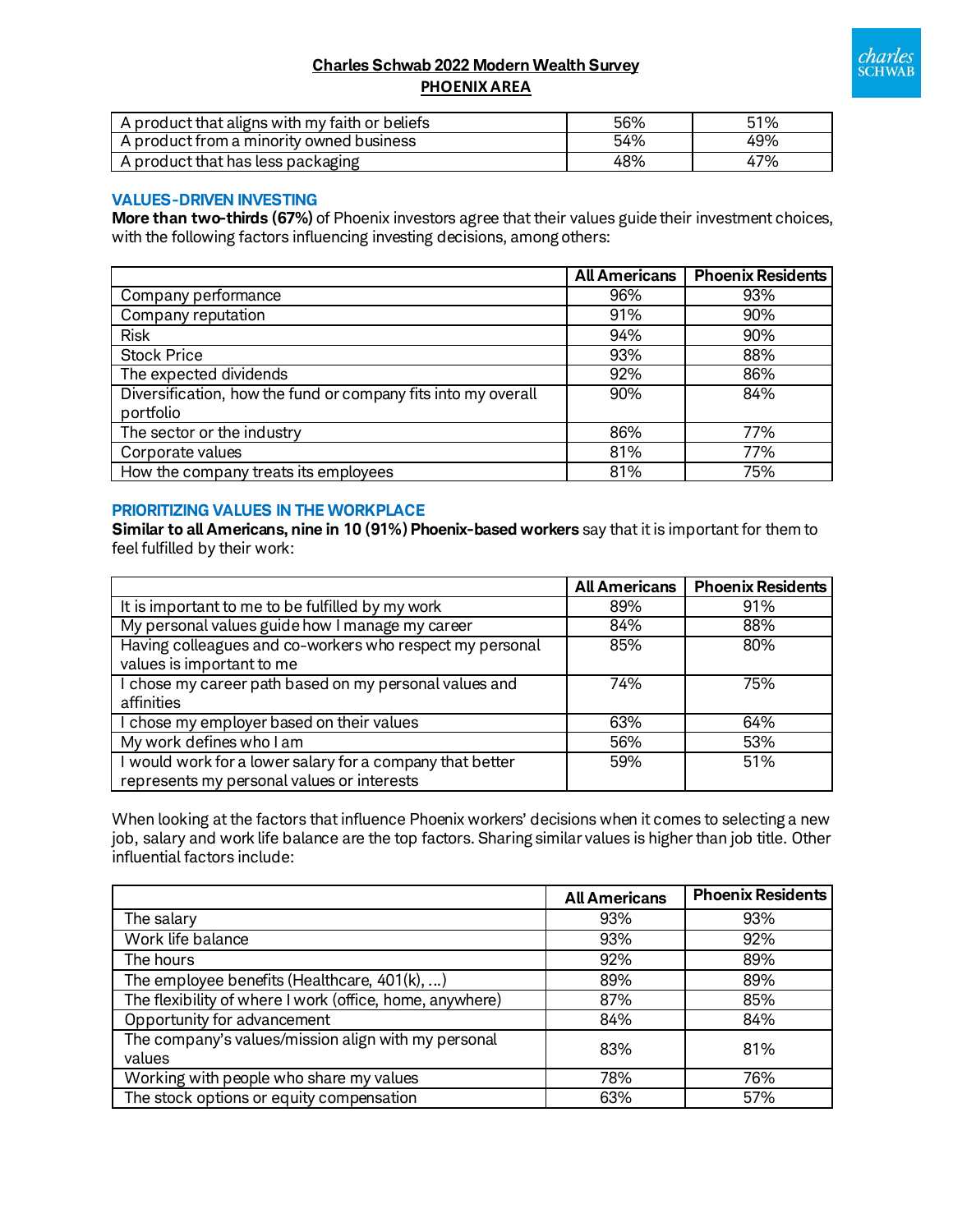| | | |
|---|---|---|
| A product that aligns with my faith or beliefs | 56% | 51% |
| A product from a minority owned business | 54% | 49% |
| A product that has less packaging | 48% | 47% |

## VALUES-DRIVEN INVESTING

**More than two-thirds (67%)** of Phoenix investors agree that their values guide their investment choices, with the following factors influencing investing decisions, among others:

| | All Americans | Phoenix Residents |
|---|---|---|
| Company performance | 96% | 93% |
| Company reputation | 91% | 90% |
| Risk | 94% | 90% |
| Stock Price | 93% | 88% |
| The expected dividends | 92% | 86% |
| Diversification, how the fund or company fits into my overall portfolio | 90% | 84% |
| The sector or the industry | 86% | 77% |
| Corporate values | 81% | 77% |
| How the company treats its employees | 81% | 75% |

## PRIORITIZING VALUES IN THE WORKPLACE

**Similar to all Americans, nine in 10 (91%) Phoenix-based workers** say that it is important for them to feel fulfilled by their work:

| | All Americans | Phoenix Residents |
|---|---|---|
| It is important to me to be fulfilled by my work | 89% | 91% |
| My personal values guide how I manage my career | 84% | 88% |
| Having colleagues and co-workers who respect my personal values is important to me | 85% | 80% |
| I chose my career path based on my personal values and affinities | 74% | 75% |
| I chose my employer based on their values | 63% | 64% |
| My work defines who I am | 56% | 53% |
| I would work for a lower salary for a company that better represents my personal values or interests | 59% | 51% |

When looking at the factors that influence Phoenix workers' decisions when it comes to selecting a new job, salary and work life balance are the top factors. Sharing similar values is higher than job title. Other influential factors include:

| | All Americans | Phoenix Residents |
|---|---|---|
| The salary | 93% | 93% |
| Work life balance | 93% | 92% |
| The hours | 92% | 89% |
| The employee benefits (Healthcare, 401(k), ...) | 89% | 89% |
| The flexibility of where I work (office, home, anywhere) | 87% | 85% |
| Opportunity for advancement | 84% | 84% |
| The company's values/mission align with my personal values | 83% | 81% |
| Working with people who share my values | 78% | 76% |
| The stock options or equity compensation | 63% | 57% |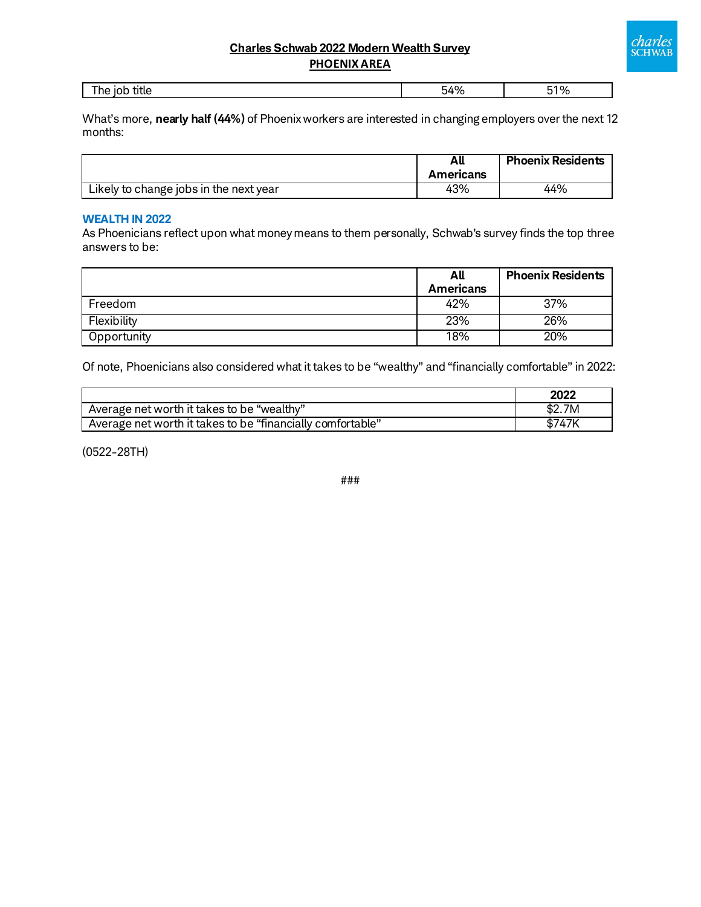| | | |
|---|---|---|
| The job title | 54% | 51% |

What's more, **nearly half (44%)** of Phoenix workers are interested in changing employers over the next 12 months:

| | All Americans | Phoenix Residents |
|---|---|---|
| Likely to change jobs in the next year | 43% | 44% |

## WEALTH IN 2022

As Phoenicians reflect upon what money means to them personally, Schwab's survey finds the top three answers to be:

| | All Americans | Phoenix Residents |
|---|---|---|
| Freedom | 42% | 37% |
| Flexibility | 23% | 26% |
| Opportunity | 18% | 20% |

Of note, Phoenicians also considered what it takes to be "wealthy" and "financially comfortable" in 2022:

| | 2022 |
|---|---|
| Average net worth it takes to be "wealthy" | $2.7M |
| Average net worth it takes to be "financially comfortable" | $747K |

(0522-28TH)

###